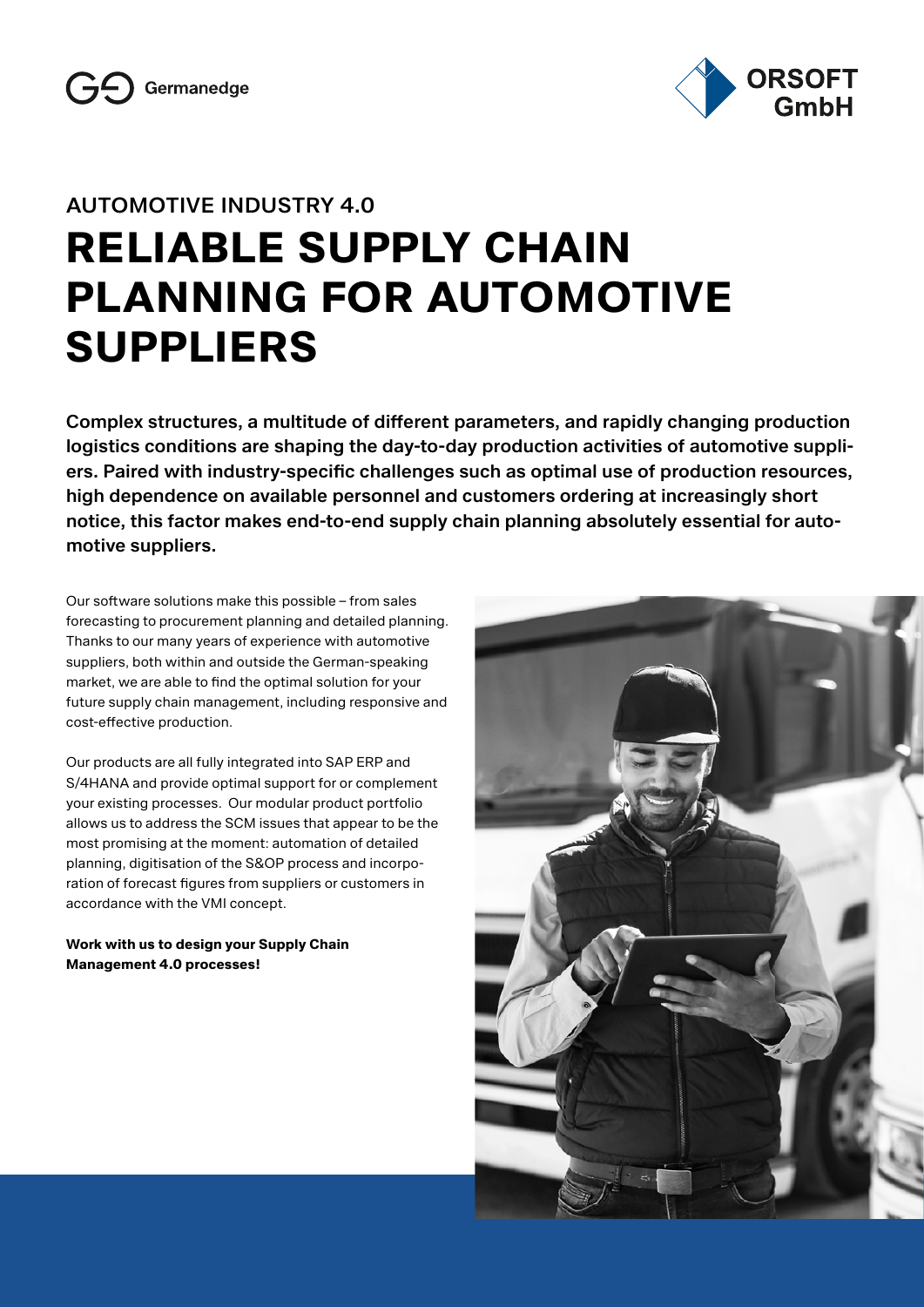Germanedge

ORSOFT GmbH

AUTOMOTIVE INDUSTRY 4.0

# RELIABLE SUPPLY CHAIN PLANNING FOR AUTOMOTIVE SUPPLIERS

**Complex structures, a multitude of different parameters, and rapidly changing production logistics conditions are shaping the day-to-day production activities of automotive suppliers. Paired with industry-specific challenges such as optimal use of production resources, high dependence on available personnel and customers ordering at increasingly short notice, this factor makes end-to-end supply chain planning absolutely essential for automotive suppliers.**

Our software solutions make this possible – from sales forecasting to procurement planning and detailed planning. Thanks to our many years of experience with automotive suppliers, both within and outside the German-speaking market, we are able to find the optimal solution for your future supply chain management, including responsive and cost-effective production.

Our products are all fully integrated into SAP ERP and S/4HANA and provide optimal support for or complement your existing processes. Our modular product portfolio allows us to address the SCM issues that appear to be the most promising at the moment: automation of detailed planning, digitisation of the S&OP process and incorporation of forecast figures from suppliers or customers in accordance with the VMI concept.

**Work with us to design your Supply Chain Management 4.0 processes!**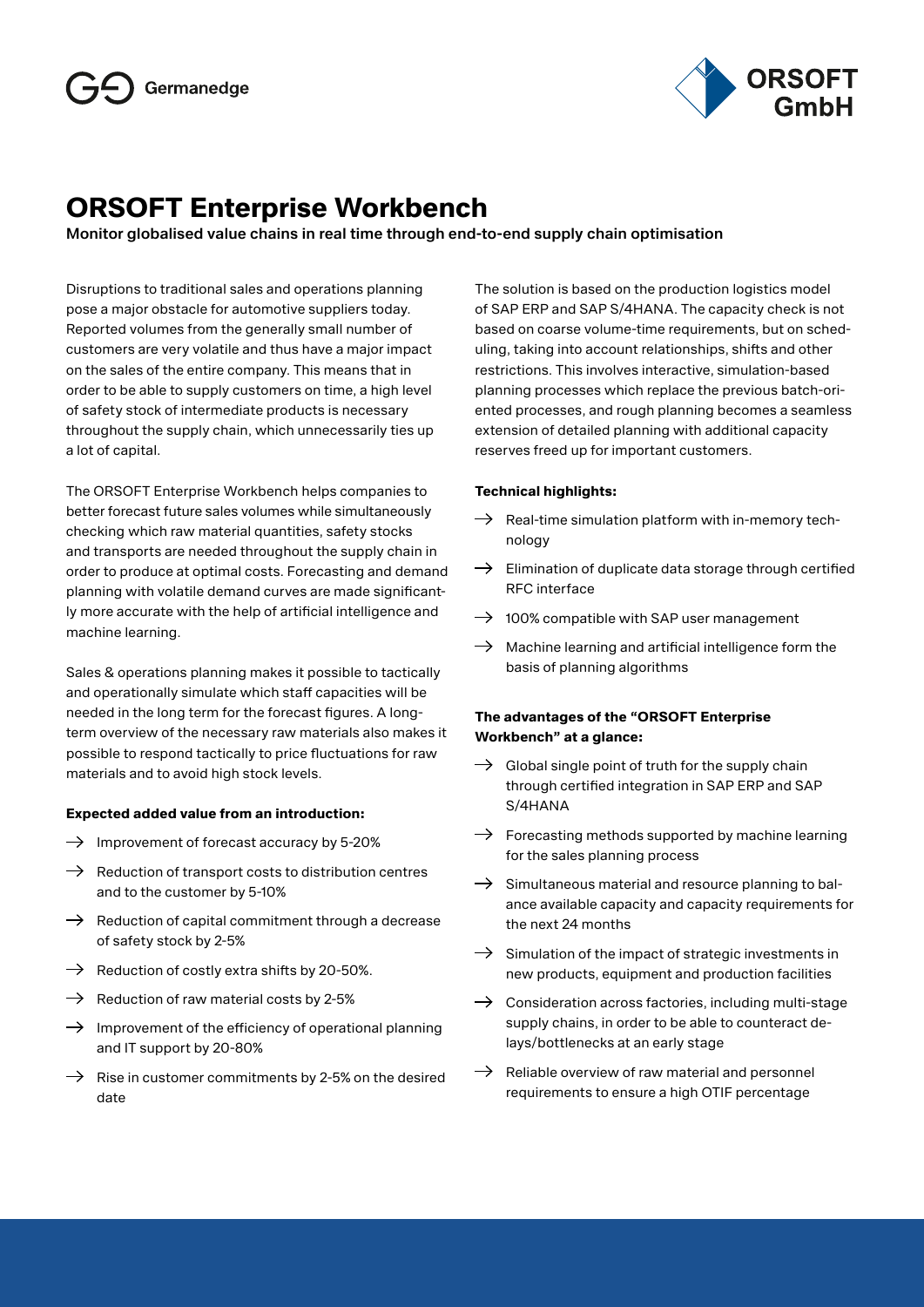Germanedge

ORSOFT GmbH

# ORSOFT Enterprise Workbench

**Monitor globalised value chains in real time through end-to-end supply chain optimisation**

Disruptions to traditional sales and operations planning pose a major obstacle for automotive suppliers today. Reported volumes from the generally small number of customers are very volatile and thus have a major impact on the sales of the entire company. This means that in order to be able to supply customers on time, a high level of safety stock of intermediate products is necessary throughout the supply chain, which unnecessarily ties up a lot of capital.

The ORSOFT Enterprise Workbench helps companies to better forecast future sales volumes while simultaneously checking which raw material quantities, safety stocks and transports are needed throughout the supply chain in order to produce at optimal costs. Forecasting and demand planning with volatile demand curves are made significantly more accurate with the help of artificial intelligence and machine learning.

Sales & operations planning makes it possible to tactically and operationally simulate which staff capacities will be needed in the long term for the forecast figures. A long-term overview of the necessary raw materials also makes it possible to respond tactically to price fluctuations for raw materials and to avoid high stock levels.

**Expected added value from an introduction:**

- Improvement of forecast accuracy by 5-20%
- Reduction of transport costs to distribution centres and to the customer by 5-10%
- Reduction of capital commitment through a decrease of safety stock by 2-5%
- Reduction of costly extra shifts by 20-50%.
- Reduction of raw material costs by 2-5%
- Improvement of the efficiency of operational planning and IT support by 20-80%
- Rise in customer commitments by 2-5% on the desired date

The solution is based on the production logistics model of SAP ERP and SAP S/4HANA. The capacity check is not based on coarse volume-time requirements, but on scheduling, taking into account relationships, shifts and other restrictions. This involves interactive, simulation-based planning processes which replace the previous batch-oriented processes, and rough planning becomes a seamless extension of detailed planning with additional capacity reserves freed up for important customers.

**Technical highlights:**

- Real-time simulation platform with in-memory technology
- Elimination of duplicate data storage through certified RFC interface
- 100% compatible with SAP user management
- Machine learning and artificial intelligence form the basis of planning algorithms

**The advantages of the "ORSOFT Enterprise Workbench" at a glance:**

- Global single point of truth for the supply chain through certified integration in SAP ERP and SAP S/4HANA
- Forecasting methods supported by machine learning for the sales planning process
- Simultaneous material and resource planning to balance available capacity and capacity requirements for the next 24 months
- Simulation of the impact of strategic investments in new products, equipment and production facilities
- Consideration across factories, including multi-stage supply chains, in order to be able to counteract delays/bottlenecks at an early stage
- Reliable overview of raw material and personnel requirements to ensure a high OTIF percentage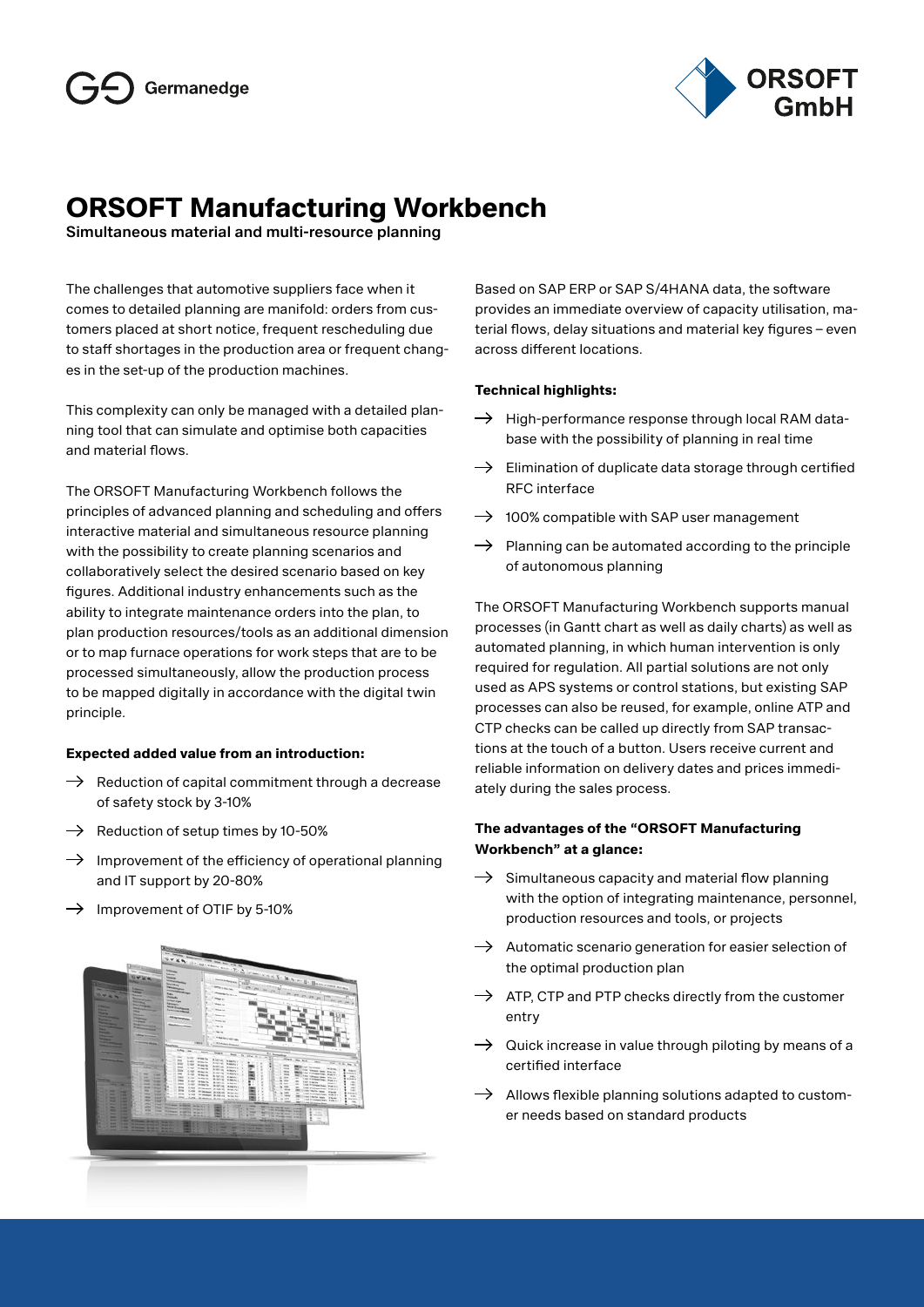Germanedge

ORSOFT GmbH

# ORSOFT Manufacturing Workbench

**Simultaneous material and multi-resource planning**

The challenges that automotive suppliers face when it comes to detailed planning are manifold: orders from customers placed at short notice, frequent rescheduling due to staff shortages in the production area or frequent changes in the set-up of the production machines.

This complexity can only be managed with a detailed planning tool that can simulate and optimise both capacities and material flows.

The ORSOFT Manufacturing Workbench follows the principles of advanced planning and scheduling and offers interactive material and simultaneous resource planning with the possibility to create planning scenarios and collaboratively select the desired scenario based on key figures. Additional industry enhancements such as the ability to integrate maintenance orders into the plan, to plan production resources/tools as an additional dimension or to map furnace operations for work steps that are to be processed simultaneously, allow the production process to be mapped digitally in accordance with the digital twin principle.

**Expected added value from an introduction:**

- → Reduction of capital commitment through a decrease of safety stock by 3-10%
- → Reduction of setup times by 10-50%
- → Improvement of the efficiency of operational planning and IT support by 20-80%
- → Improvement of OTIF by 5-10%

Based on SAP ERP or SAP S/4HANA data, the software provides an immediate overview of capacity utilisation, material flows, delay situations and material key figures – even across different locations.

**Technical highlights:**

- → High-performance response through local RAM database with the possibility of planning in real time
- → Elimination of duplicate data storage through certified RFC interface
- → 100% compatible with SAP user management
- → Planning can be automated according to the principle of autonomous planning

The ORSOFT Manufacturing Workbench supports manual processes (in Gantt chart as well as daily charts) as well as automated planning, in which human intervention is only required for regulation. All partial solutions are not only used as APS systems or control stations, but existing SAP processes can also be reused, for example, online ATP and CTP checks can be called up directly from SAP transactions at the touch of a button. Users receive current and reliable information on delivery dates and prices immediately during the sales process.

**The advantages of the "ORSOFT Manufacturing Workbench" at a glance:**

- → Simultaneous capacity and material flow planning with the option of integrating maintenance, personnel, production resources and tools, or projects
- → Automatic scenario generation for easier selection of the optimal production plan
- → ATP, CTP and PTP checks directly from the customer entry
- → Quick increase in value through piloting by means of a certified interface
- → Allows flexible planning solutions adapted to customer needs based on standard products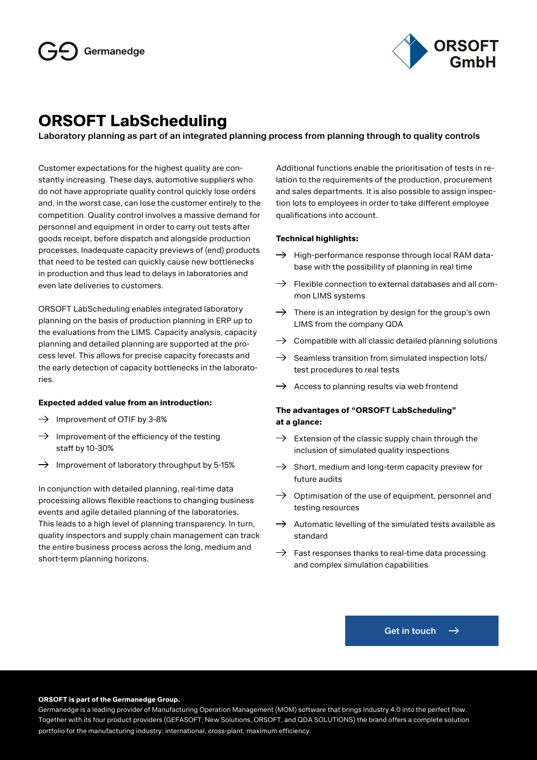Germanedge

ORSOFT GmbH

# ORSOFT LabScheduling

**Laboratory planning as part of an integrated planning process from planning through to quality controls**

Customer expectations for the highest quality are constantly increasing. These days, automotive suppliers who do not have appropriate quality control quickly lose orders and, in the worst case, can lose the customer entirely to the competition. Quality control involves a massive demand for personnel and equipment in order to carry out tests after goods receipt, before dispatch and alongside production processes. Inadequate capacity previews of (end) products that need to be tested can quickly cause new bottlenecks in production and thus lead to delays in laboratories and even late deliveries to customers.

ORSOFT LabScheduling enables integrated laboratory planning on the basis of production planning in ERP up to the evaluations from the LIMS. Capacity analysis, capacity planning and detailed planning are supported at the process level. This allows for precise capacity forecasts and the early detection of capacity bottlenecks in the laboratories.

**Expected added value from an introduction:**

- → Improvement of OTIF by 3-8%
- → Improvement of the efficiency of the testing staff by 10-30%
- → Improvement of laboratory throughput by 5-15%

In conjunction with detailed planning, real-time data processing allows flexible reactions to changing business events and agile detailed planning of the laboratories. This leads to a high level of planning transparency. In turn, quality inspectors and supply chain management can track the entire business process across the long, medium and short-term planning horizons.

Additional functions enable the prioritisation of tests in relation to the requirements of the production, procurement and sales departments. It is also possible to assign inspection lots to employees in order to take different employee qualifications into account.

**Technical highlights:**

- → High-performance response through local RAM database with the possibility of planning in real time
- → Flexible connection to external databases and all common LIMS systems
- → There is an integration by design for the group's own LIMS from the company QDA
- → Compatible with all classic detailed planning solutions
- → Seamless transition from simulated inspection lots/ test procedures to real tests
- → Access to planning results via web frontend

**The advantages of "ORSOFT LabScheduling" at a glance:**

- → Extension of the classic supply chain through the inclusion of simulated quality inspections
- → Short, medium and long-term capacity preview for future audits
- → Optimisation of the use of equipment, personnel and testing resources
- → Automatic levelling of the simulated tests available as standard
- → Fast responses thanks to real-time data processing and complex simulation capabilities

Get in touch →

**ORSOFT is part of the Germanedge Group.**

Germanedge is a leading provider of Manufacturing Operation Management (MOM) software that brings Industry 4.0 into the perfect flow. Together with its four product providers (GEFASOFT, New Solutions, ORSOFT, and QDA SOLUTIONS) the brand offers a complete solution portfolio for the manufacturing industry: international, cross-plant, maximum efficiency.